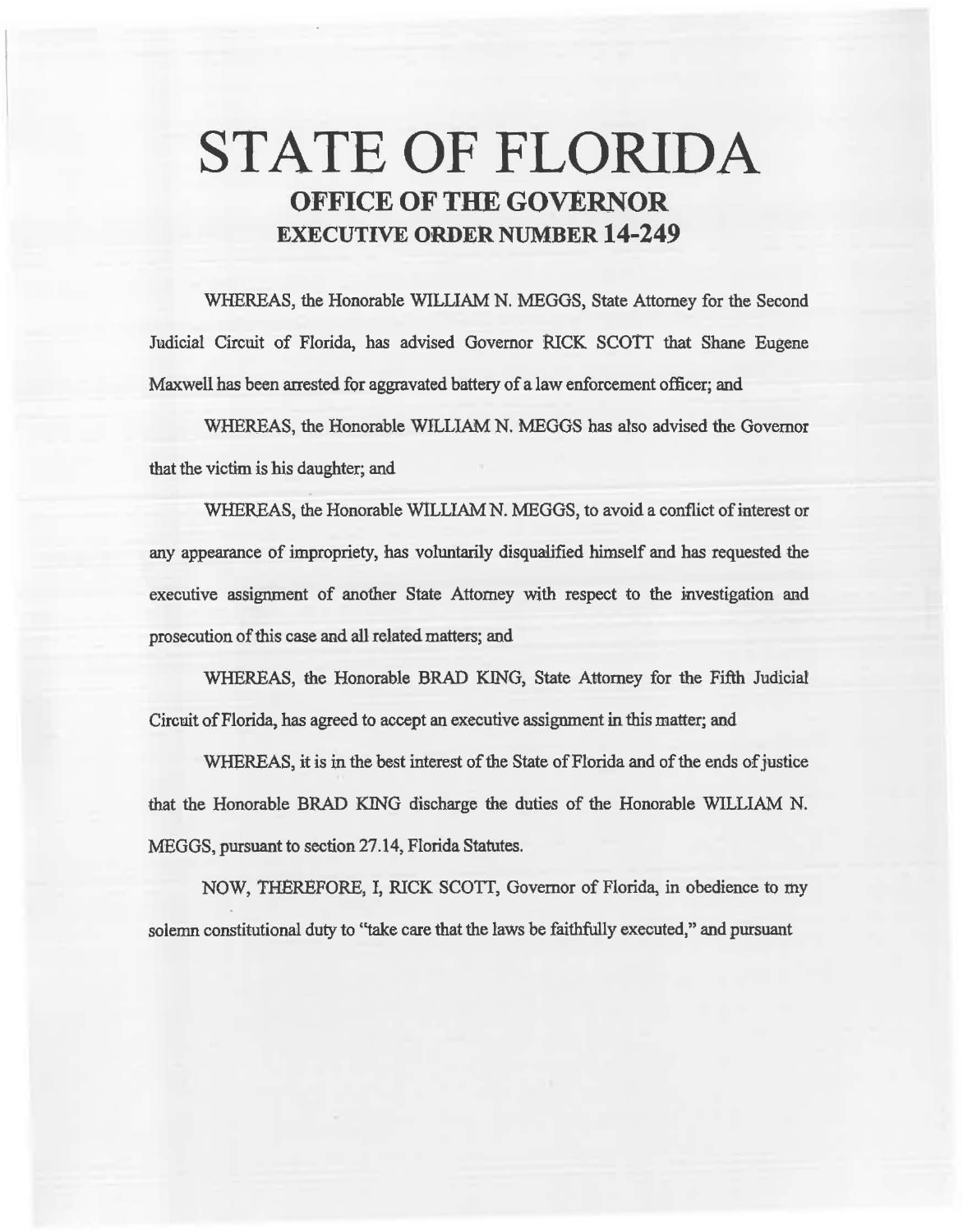# STATE OF FLORIDA

## OFFICE OF THE GOVERNOR

## EXECUTIVE ORDER NUMBER 14-249

WHEREAS, the Honorable WILLIAM N. MEGGS, State Attorney for the Second Judicial Circuit of Florida, has advised Governor RICK SCOTT that Shane Eugene Maxwell has been arrested for aggravated battery of a law enforcement officer; and

WHEREAS, the Honorable WILLIAM N. MEGGS has also advised the Governor that the victim is his daughter; and

WHEREAS, the Honorable WILLIAM N. MEGGS, to avoid a conflict of interest or any appearance of impropriety, has voluntarily disqualified himself and has requested the executive assignment of another State Attorney with respect to the investigation and prosecution of this case and all related matters; and

WHEREAS, the Honorable BRAD KING, State Attorney for the Fifth Judicial Circuit of Florida, has agreed to accept an executive assignment in this matter; and

WHEREAS, it is in the best interest of the State of Florida and of the ends of justice that the Honorable BRAD KING discharge the duties of the Honorable WILLIAM N. MEGGS, pursuant to section 27.14, Florida Statutes.

NOW, THEREFORE, I, RICK SCOTT, Governor of Florida, in obedience to my solemn constitutional duty to "take care that the laws be faithfully executed," and pursuant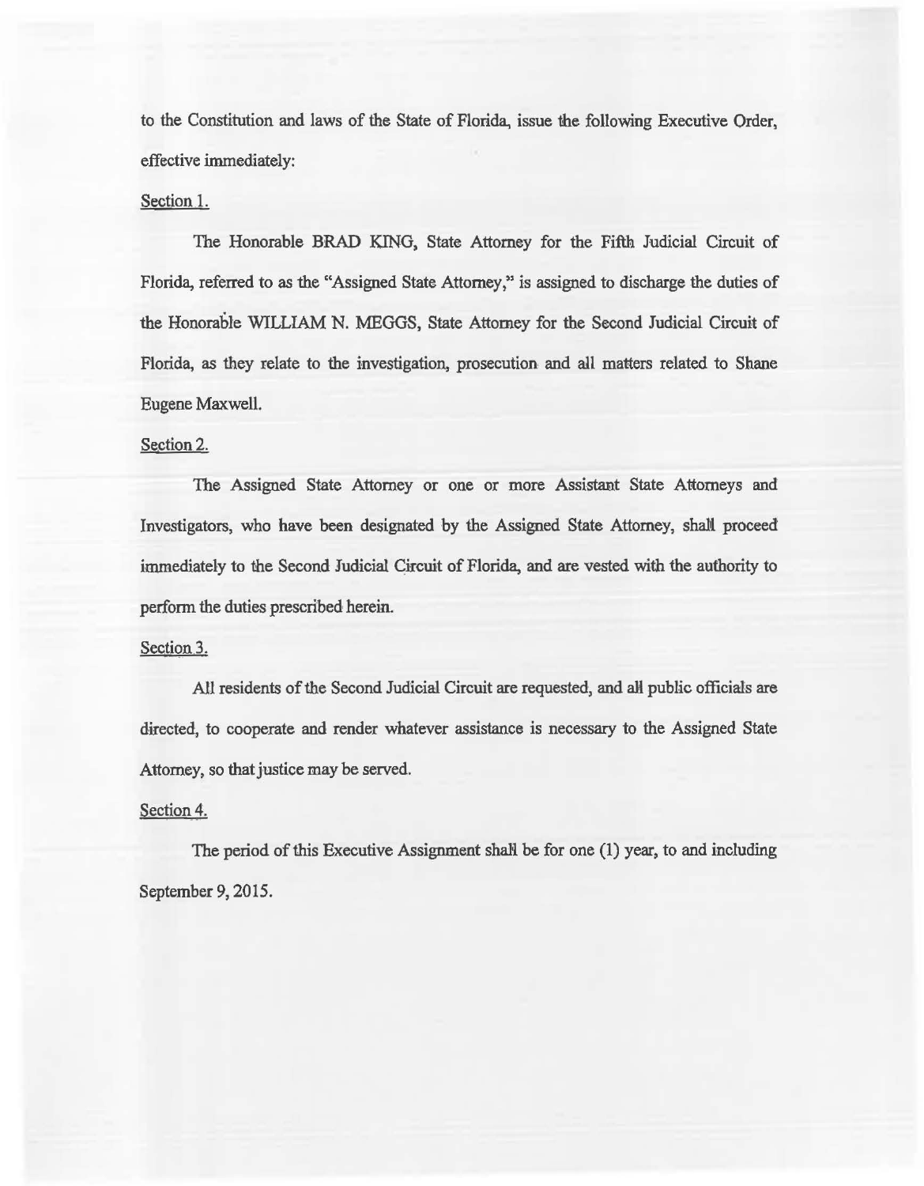to the Constitution and laws of the State of Florida, issue the following Executive Order, effective immediately:

Section 1.

The Honorable BRAD KING, State Attorney for the Fifth Judicial Circuit of Florida, referred to as the "Assigned State Attorney," is assigned to discharge the duties of the Honorable WILLIAM N. MEGGS, State Attorney for the Second Judicial Circuit of Florida, as they relate to the investigation, prosecution and all matters related to Shane Eugene Maxwell.

Section 2.

The Assigned State Attorney or one or more Assistant State Attorneys and Investigators, who have been designated by the Assigned State Attorney, shall proceed immediately to the Second Judicial Circuit of Florida, and are vested with the authority to perform the duties prescribed herein.

Section 3.

All residents of the Second Judicial Circuit are requested, and all public officials are directed, to cooperate and render whatever assistance is necessary to the Assigned State Attorney, so that justice may be served.

Section 4.

The period of this Executive Assignment shall be for one (1) year, to and including September 9, 2015.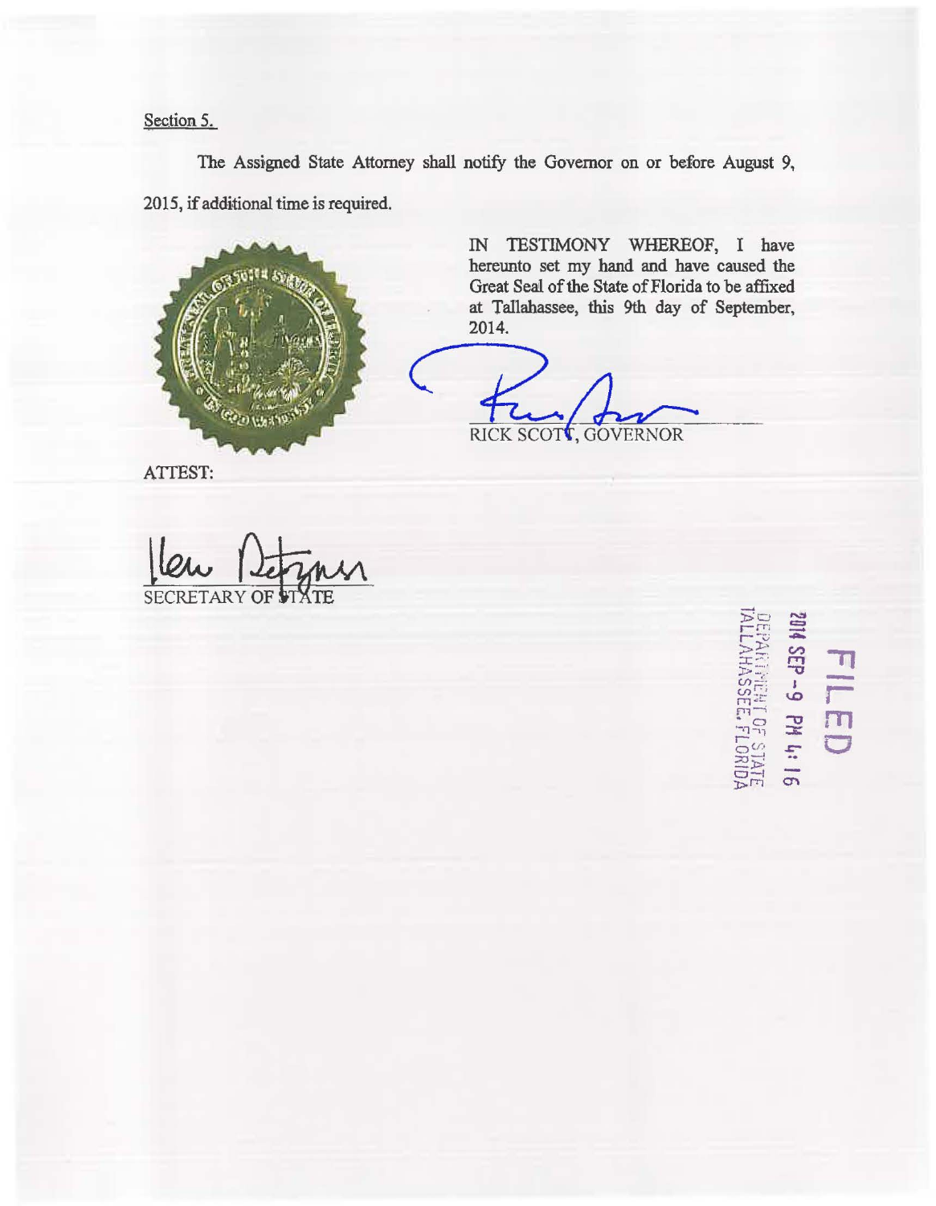Section 5.

The Assigned State Attorney shall notify the Governor on or before August 9, 2015, if additional time is required.

IN TESTIMONY WHEREOF, I have hereunto set my hand and have caused the Great Seal of the State of Florida to be affixed at Tallahassee, this 9th day of September, 2014.

RICK SCOTT, GOVERNOR

ATTEST:

SECRETARY OF STATE

FILED

2014 SEP -9 PM 4:16

DEPARTMENT OF STATE
TALLAHASSEE, FLORIDA